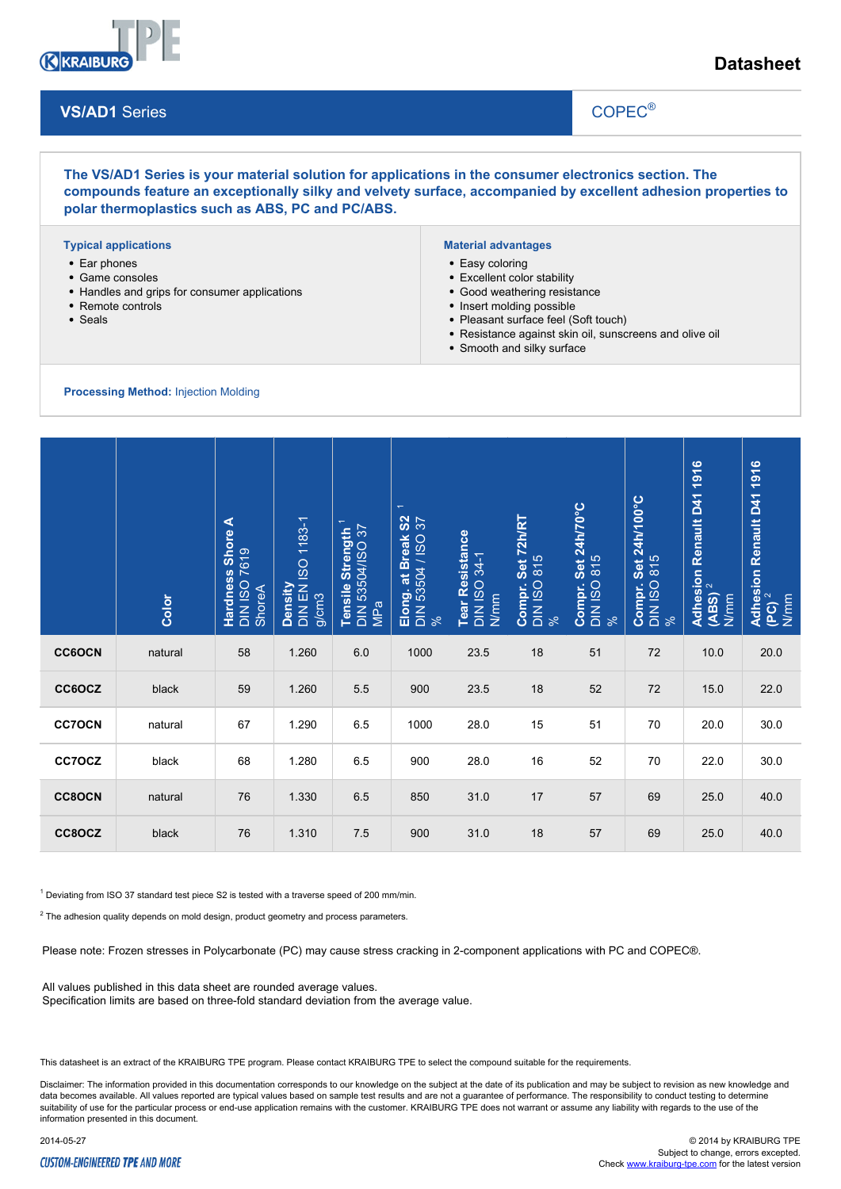# Datasheet

## VS/AD1 Series

COPEC®

**The VS/AD1 Series is your material solution for applications in the consumer electronics section. The compounds feature an exceptionally silky and velvety surface, accompanied by excellent adhesion properties to polar thermoplastics such as ABS, PC and PC/ABS.**

**Typical applications**

- Ear phones
- Game consoles
- Handles and grips for consumer applications
- Remote controls
- Seals

**Material advantages**

- Easy coloring
- Excellent color stability
- Good weathering resistance
- Insert molding possible
- Pleasant surface feel (Soft touch)
- Resistance against skin oil, sunscreens and olive oil
- Smooth and silky surface

**Processing Method:** Injection Molding

| | Color | Hardness Shore A DIN ISO 7619 ShoreA | Density DIN EN ISO 1183-1 g/cm3 | Tensile Strength [1] DIN 53504/ISO 37 MPa | Elong. at Break S2 [1] DIN 53504 / ISO 37 % | Tear Resistance DIN ISO 34-1 N/mm | Compr. Set 72h/RT DIN ISO 815 % | Compr. Set 24h/70°C DIN ISO 815 % | Compr. Set 24h/100°C DIN ISO 815 % | Adhesion Renault D41 1916 (ABS) [2] N/mm | Adhesion Renault D41 1916 (PC) [2] N/mm |
|---|---|---|---|---|---|---|---|---|---|---|---|
| **CC6OCN** | natural | 58 | 1.260 | 6.0 | 1000 | 23.5 | 18 | 51 | 72 | 10.0 | 20.0 |
| **CC6OCZ** | black | 59 | 1.260 | 5.5 | 900 | 23.5 | 18 | 52 | 72 | 15.0 | 22.0 |
| **CC7OCN** | natural | 67 | 1.290 | 6.5 | 1000 | 28.0 | 15 | 51 | 70 | 20.0 | 30.0 |
| **CC7OCZ** | black | 68 | 1.280 | 6.5 | 900 | 28.0 | 16 | 52 | 70 | 22.0 | 30.0 |
| **CC8OCN** | natural | 76 | 1.330 | 6.5 | 850 | 31.0 | 17 | 57 | 69 | 25.0 | 40.0 |
| **CC8OCZ** | black | 76 | 1.310 | 7.5 | 900 | 31.0 | 18 | 57 | 69 | 25.0 | 40.0 |

[1] Deviating from ISO 37 standard test piece S2 is tested with a traverse speed of 200 mm/min.

[2] The adhesion quality depends on mold design, product geometry and process parameters.

Please note: Frozen stresses in Polycarbonate (PC) may cause stress cracking in 2-component applications with PC and COPEC®.

All values published in this data sheet are rounded average values.
Specification limits are based on three-fold standard deviation from the average value.

This datasheet is an extract of the KRAIBURG TPE program. Please contact KRAIBURG TPE to select the compound suitable for the requirements.

Disclaimer: The information provided in this documentation corresponds to our knowledge on the subject at the date of its publication and may be subject to revision as new knowledge and data becomes available. All values reported are typical values based on sample test results and are not a guarantee of performance. The responsibility to conduct testing to determine suitability of use for the particular process or end-use application remains with the customer. KRAIBURG TPE does not warrant or assume any liability with regards to the use of the information presented in this document.

2014-05-27

CUSTOM-ENGINEERED TPE AND MORE

© 2014 by KRAIBURG TPE
Subject to change, errors excepted.
Check www.kraiburg-tpe.com for the latest version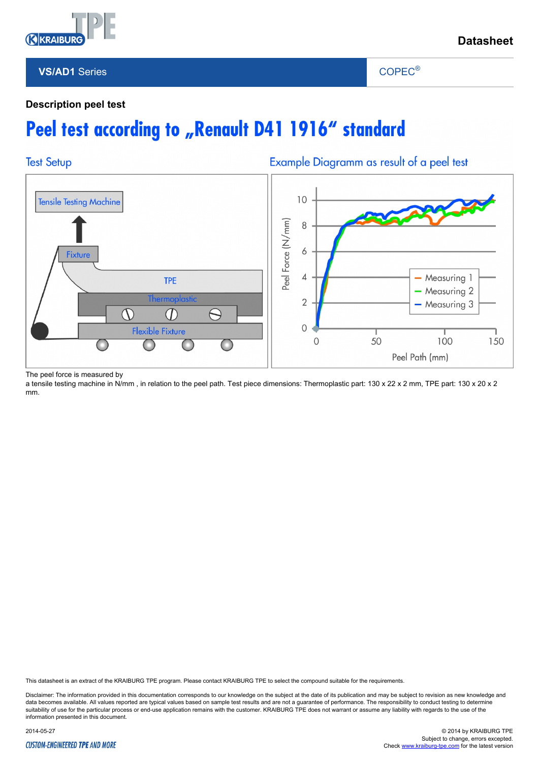**Datasheet**

**VS/AD1 Series** | COPEC®

### Description peel test

# Peel test according to „Renault D41 1916“ standard

## Test Setup

Tensile Testing Machine

Fixture

TPE

Thermoplastic

Flexible Fixture

## Example Diagramm as result of a peel test

Peel Force (N/mm)

Peel Path (mm)

Measuring 1
Measuring 2
Measuring 3

The peel force is measured by
a tensile testing machine in N/mm , in relation to the peel path. Test piece dimensions: Thermoplastic part: 130 x 22 x 2 mm, TPE part: 130 x 20 x 2 mm.

This datasheet is an extract of the KRAIBURG TPE program. Please contact KRAIBURG TPE to select the compound suitable for the requirements.

Disclaimer: The information provided in this documentation corresponds to our knowledge on the subject at the date of its publication and may be subject to revision as new knowledge and data becomes available. All values reported are typical values based on sample test results and are not a guarantee of performance. The responsibility to conduct testing to determine suitability of use for the particular process or end-use application remains with the customer. KRAIBURG TPE does not warrant or assume any liability with regards to the use of the information presented in this document.

2014-05-27

© 2014 by KRAIBURG TPE
Subject to change, errors excepted.
Check www.kraiburg-tpe.com for the latest version

CUSTOM-ENGINEERED TPE AND MORE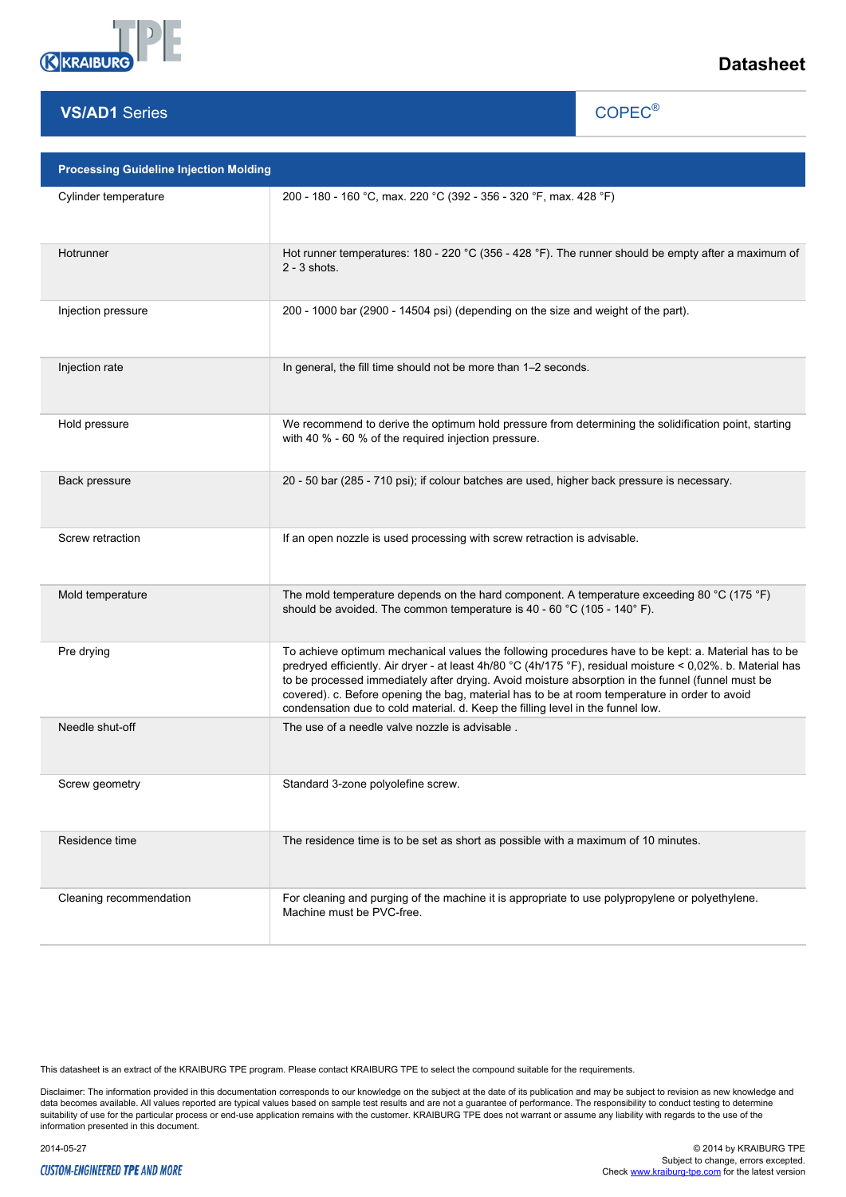Datasheet

## VS/AD1 Series

COPEC®

| Processing Guideline Injection Molding | |
|---|---|
| Cylinder temperature | 200 - 180 - 160 °C, max. 220 °C (392 - 356 - 320 °F, max. 428 °F) |
| Hotrunner | Hot runner temperatures: 180 - 220 °C (356 - 428 °F). The runner should be empty after a maximum of 2 - 3 shots. |
| Injection pressure | 200 - 1000 bar (2900 - 14504 psi) (depending on the size and weight of the part). |
| Injection rate | In general, the fill time should not be more than 1–2 seconds. |
| Hold pressure | We recommend to derive the optimum hold pressure from determining the solidification point, starting with 40 % - 60 % of the required injection pressure. |
| Back pressure | 20 - 50 bar (285 - 710 psi); if colour batches are used, higher back pressure is necessary. |
| Screw retraction | If an open nozzle is used processing with screw retraction is advisable. |
| Mold temperature | The mold temperature depends on the hard component. A temperature exceeding 80 °C (175 °F) should be avoided. The common temperature is 40 - 60 °C (105 - 140° F). |
| Pre drying | To achieve optimum mechanical values the following procedures have to be kept: a. Material has to be predryed efficiently. Air dryer - at least 4h/80 °C (4h/175 °F), residual moisture < 0,02%. b. Material has to be processed immediately after drying. Avoid moisture absorption in the funnel (funnel must be covered). c. Before opening the bag, material has to be at room temperature in order to avoid condensation due to cold material. d. Keep the filling level in the funnel low. |
| Needle shut-off | The use of a needle valve nozzle is advisable . |
| Screw geometry | Standard 3-zone polyolefine screw. |
| Residence time | The residence time is to be set as short as possible with a maximum of 10 minutes. |
| Cleaning recommendation | For cleaning and purging of the machine it is appropriate to use polypropylene or polyethylene. Machine must be PVC-free. |

This datasheet is an extract of the KRAIBURG TPE program. Please contact KRAIBURG TPE to select the compound suitable for the requirements.

Disclaimer: The information provided in this documentation corresponds to our knowledge on the subject at the date of its publication and may be subject to revision as new knowledge and data becomes available. All values reported are typical values based on sample test results and are not a guarantee of performance. The responsibility to conduct testing to determine suitability of use for the particular process or end-use application remains with the customer. KRAIBURG TPE does not warrant or assume any liability with regards to the use of the information presented in this document.

2014-05-27

CUSTOM-ENGINEERED TPE AND MORE

© 2014 by KRAIBURG TPE
Subject to change, errors excepted.
Check www.kraiburg-tpe.com for the latest version